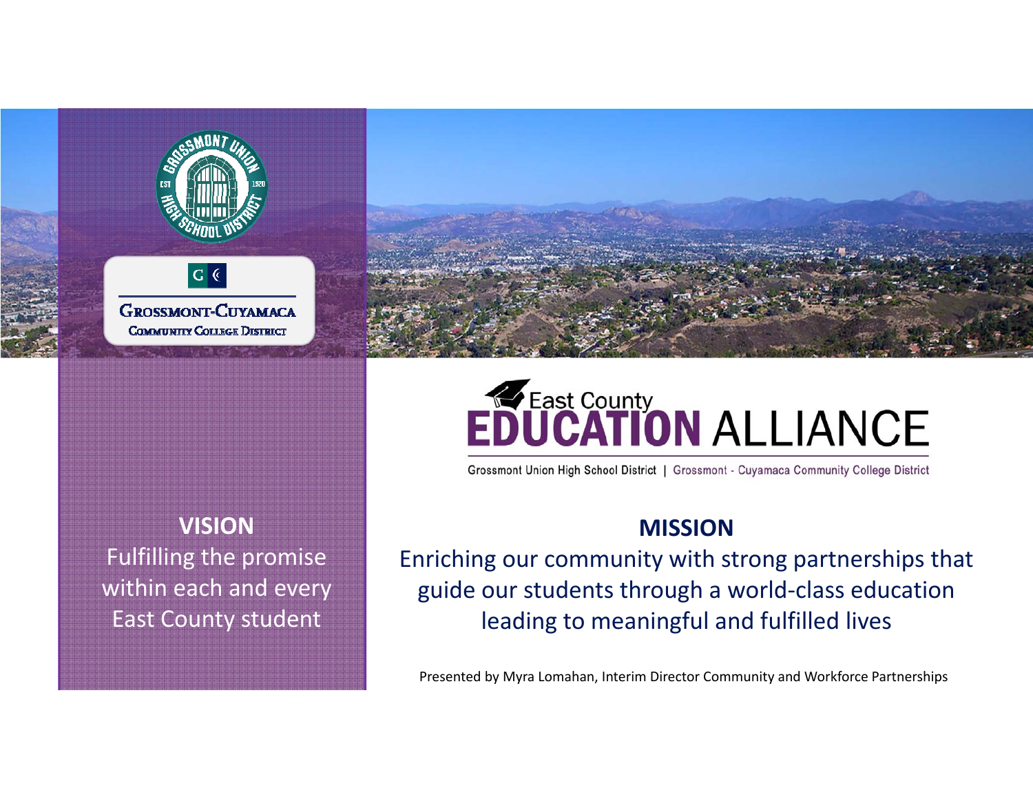Grossmont Union High School District

Grossmont-Cuyamaca Community College District

# East County Education Alliance

Grossmont Union High School District | Grossmont - Cuyamaca Community College District

## VISION

Fulfilling the promise within each and every East County student

## MISSION

Enriching our community with strong partnerships that guide our students through a world-class education leading to meaningful and fulfilled lives

Presented by Myra Lomahan, Interim Director Community and Workforce Partnerships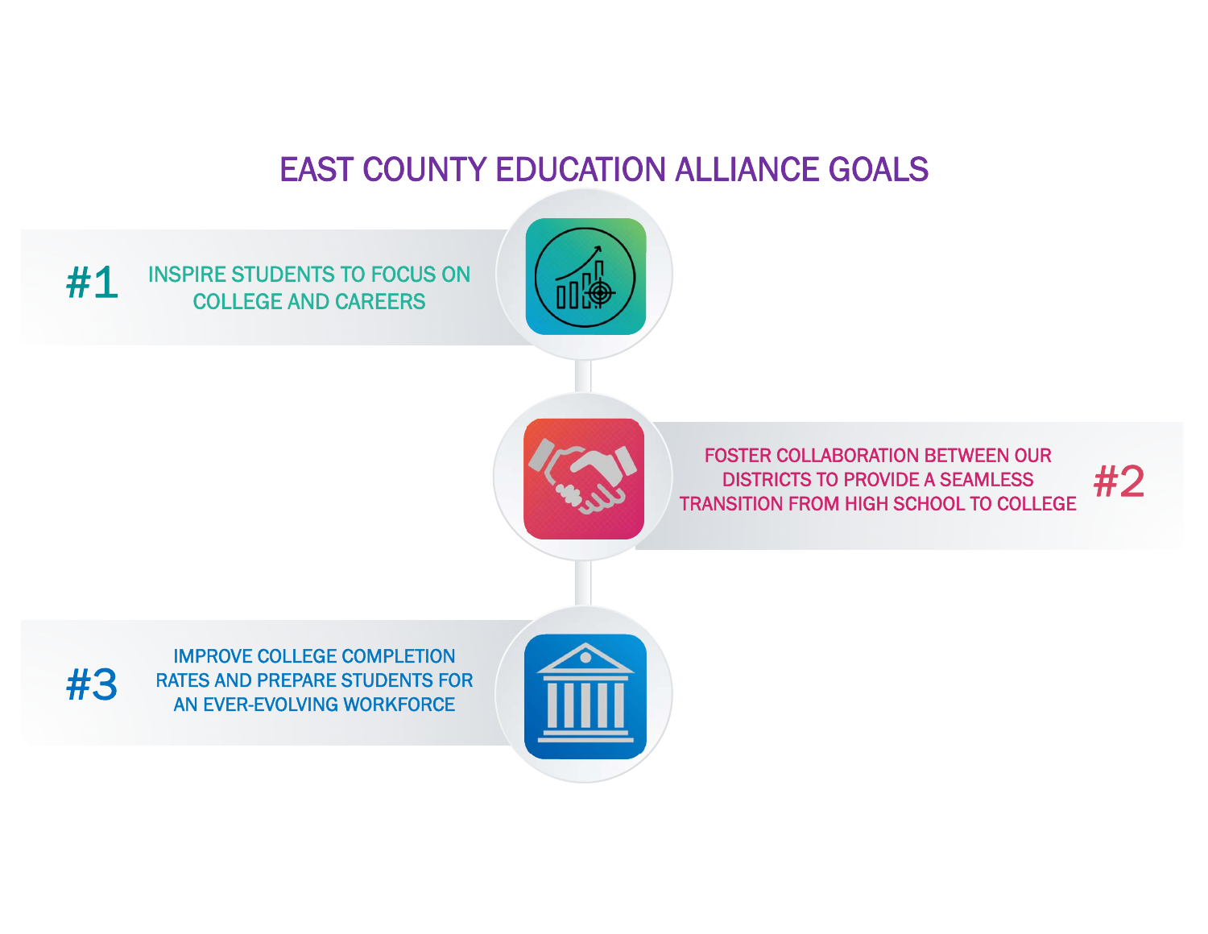# EAST COUNTY EDUCATION ALLIANCE GOALS

**#1** INSPIRE STUDENTS TO FOCUS ON COLLEGE AND CAREERS

**#2** FOSTER COLLABORATION BETWEEN OUR DISTRICTS TO PROVIDE A SEAMLESS TRANSITION FROM HIGH SCHOOL TO COLLEGE

**#3** IMPROVE COLLEGE COMPLETION RATES AND PREPARE STUDENTS FOR AN EVER-EVOLVING WORKFORCE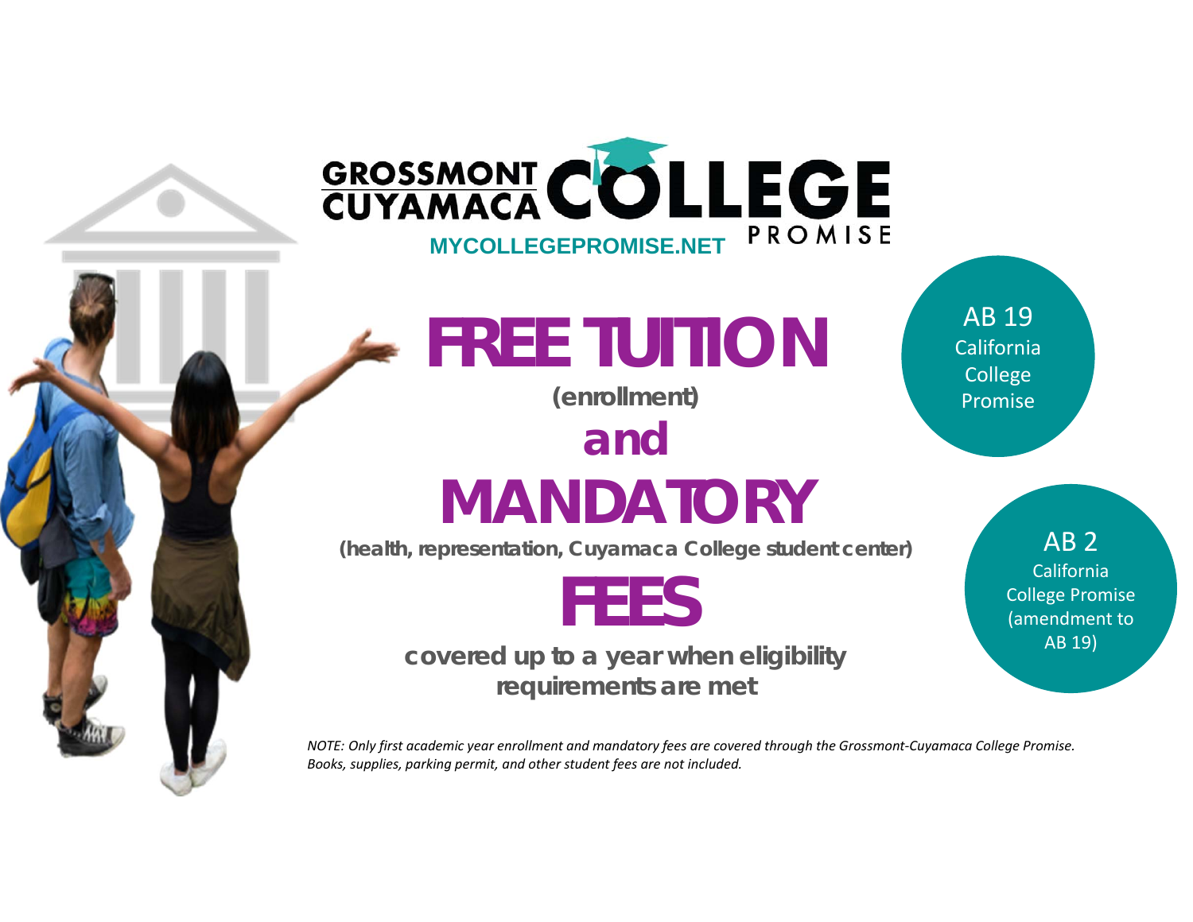# GROSSMONT CUYAMACA COLLEGE PROMISE

MYCOLLEGEPROMISE.NET

# FREE TUITION

**(enrollment)**

## and

# MANDATORY

**(health, representation, Cuyamaca College student center)**

# FEES

**covered up to a year when eligibility requirements are met**

AB 19
California College Promise

AB 2
California College Promise (amendment to AB 19)

*NOTE: Only first academic year enrollment and mandatory fees are covered through the Grossmont-Cuyamaca College Promise. Books, supplies, parking permit, and other student fees are not included.*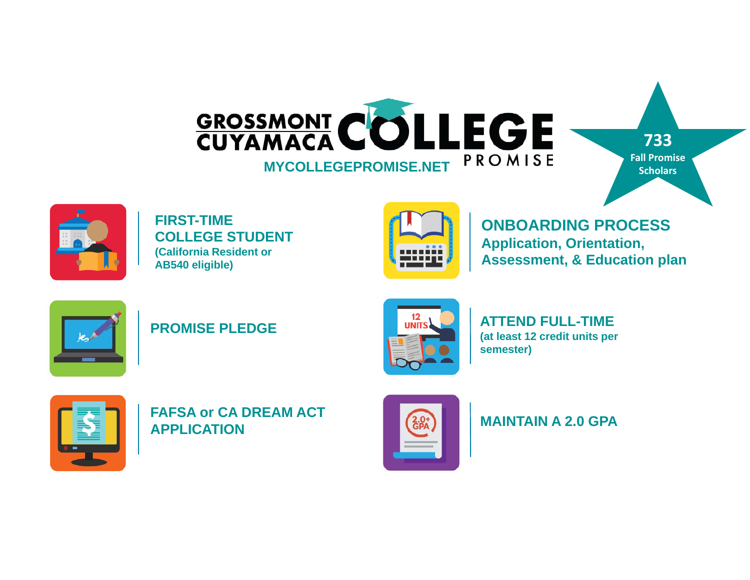# GROSSMONT CUYAMACA COLLEGE PROMISE

MYCOLLEGEPROMISE.NET

**733**
**Fall Promise Scholars**

## FIRST-TIME COLLEGE STUDENT
**(California Resident or AB540 eligible)**

## ONBOARDING PROCESS
**Application, Orientation, Assessment, & Education plan**

## PROMISE PLEDGE

## ATTEND FULL-TIME
**(at least 12 credit units per semester)**

## FAFSA or CA DREAM ACT APPLICATION

## MAINTAIN A 2.0 GPA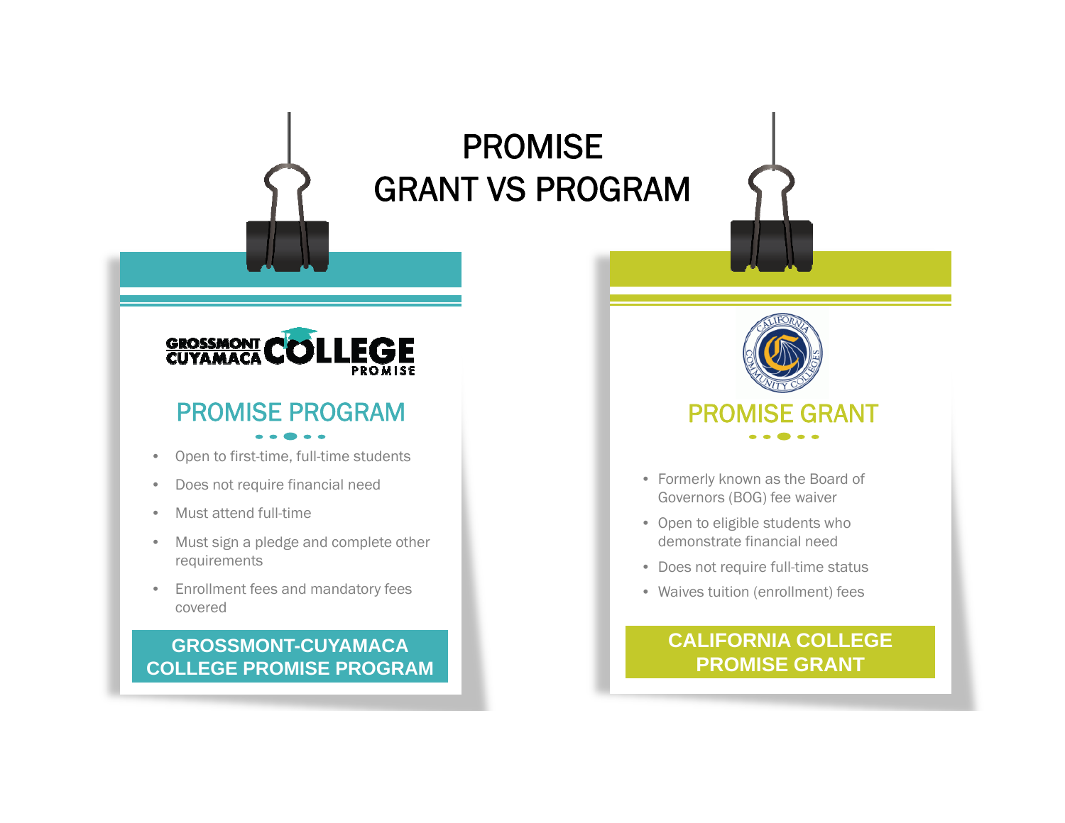# PROMISE GRANT VS PROGRAM

GROSSMONT CUYAMACA COLLEGE PROMISE

## PROMISE PROGRAM

- Open to first-time, full-time students
- Does not require financial need
- Must attend full-time
- Must sign a pledge and complete other requirements
- Enrollment fees and mandatory fees covered

**GROSSMONT-CUYAMACA COLLEGE PROMISE PROGRAM**

CALIFORNIA COMMUNITY COLLEGES

## PROMISE GRANT

- Formerly known as the Board of Governors (BOG) fee waiver
- Open to eligible students who demonstrate financial need
- Does not require full-time status
- Waives tuition (enrollment) fees

**CALIFORNIA COLLEGE PROMISE GRANT**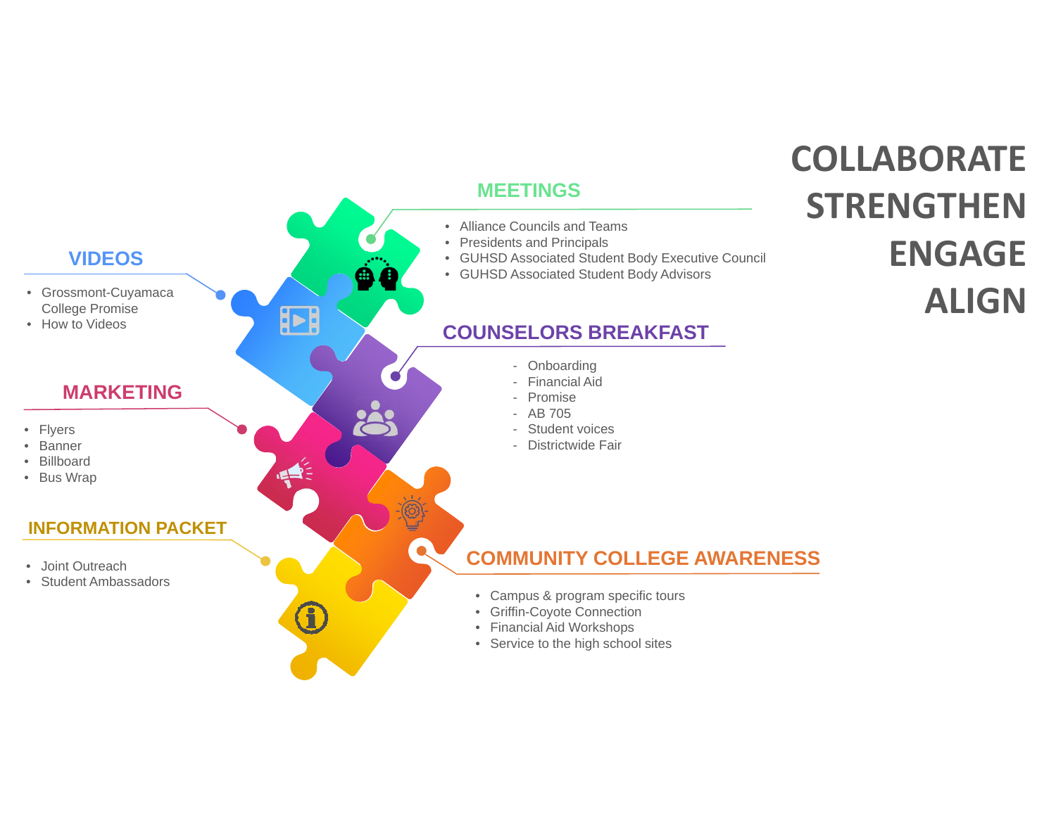# COLLABORATE
# STRENGTHEN
# ENGAGE
# ALIGN

## MEETINGS

- Alliance Councils and Teams
- Presidents and Principals
- GUHSD Associated Student Body Executive Council
- GUHSD Associated Student Body Advisors

## VIDEOS

- Grossmont-Cuyamaca College Promise
- How to Videos

## COUNSELORS BREAKFAST

- Onboarding
- Financial Aid
- Promise
- AB 705
- Student voices
- Districtwide Fair

## MARKETING

- Flyers
- Banner
- Billboard
- Bus Wrap

## INFORMATION PACKET

- Joint Outreach
- Student Ambassadors

## COMMUNITY COLLEGE AWARENESS

- Campus & program specific tours
- Griffin-Coyote Connection
- Financial Aid Workshops
- Service to the high school sites